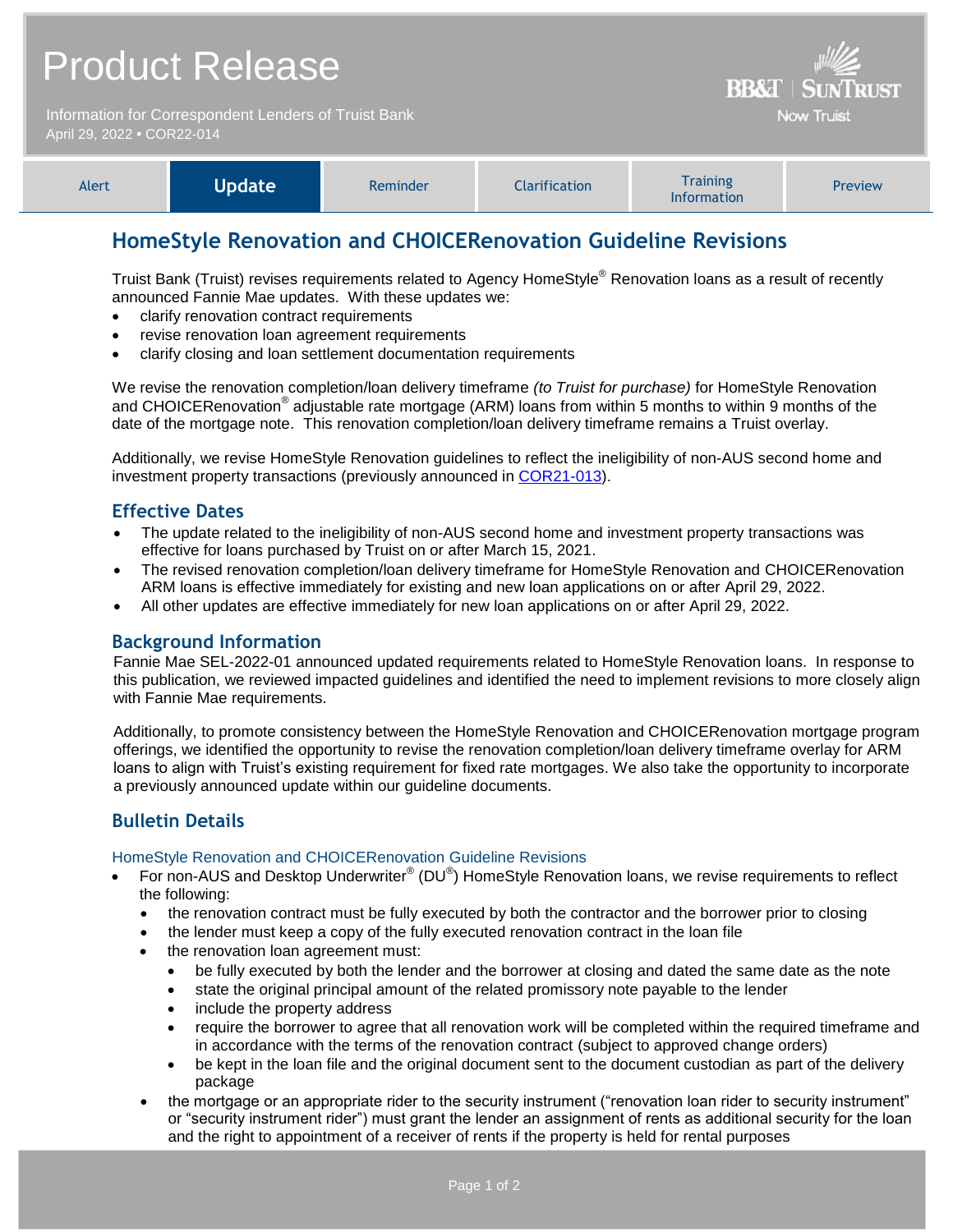# Product Release

Information for Correspondent Lenders of Truist Bank
April 29, 2022 • COR22-014

BB&T | SunTrust
Now Truist

| Alert | **Update** | Reminder | Clarification | Training Information | Preview |
|---|---|---|---|---|---|

## HomeStyle Renovation and CHOICERenovation Guideline Revisions

Truist Bank (Truist) revises requirements related to Agency HomeStyle® Renovation loans as a result of recently announced Fannie Mae updates. With these updates we:

- clarify renovation contract requirements
- revise renovation loan agreement requirements
- clarify closing and loan settlement documentation requirements

We revise the renovation completion/loan delivery timeframe *(to Truist for purchase)* for HomeStyle Renovation and CHOICERenovation® adjustable rate mortgage (ARM) loans from within 5 months to within 9 months of the date of the mortgage note. This renovation completion/loan delivery timeframe remains a Truist overlay.

Additionally, we revise HomeStyle Renovation guidelines to reflect the ineligibility of non-AUS second home and investment property transactions (previously announced in COR21-013).

### Effective Dates

- The update related to the ineligibility of non-AUS second home and investment property transactions was effective for loans purchased by Truist on or after March 15, 2021.
- The revised renovation completion/loan delivery timeframe for HomeStyle Renovation and CHOICERenovation ARM loans is effective immediately for existing and new loan applications on or after April 29, 2022.
- All other updates are effective immediately for new loan applications on or after April 29, 2022.

### Background Information

Fannie Mae SEL-2022-01 announced updated requirements related to HomeStyle Renovation loans. In response to this publication, we reviewed impacted guidelines and identified the need to implement revisions to more closely align with Fannie Mae requirements.

Additionally, to promote consistency between the HomeStyle Renovation and CHOICERenovation mortgage program offerings, we identified the opportunity to revise the renovation completion/loan delivery timeframe overlay for ARM loans to align with Truist's existing requirement for fixed rate mortgages. We also take the opportunity to incorporate a previously announced update within our guideline documents.

### Bulletin Details

#### HomeStyle Renovation and CHOICERenovation Guideline Revisions

- For non-AUS and Desktop Underwriter® (DU®) HomeStyle Renovation loans, we revise requirements to reflect the following:
  - the renovation contract must be fully executed by both the contractor and the borrower prior to closing
  - the lender must keep a copy of the fully executed renovation contract in the loan file
  - the renovation loan agreement must:
    - be fully executed by both the lender and the borrower at closing and dated the same date as the note
    - state the original principal amount of the related promissory note payable to the lender
    - include the property address
    - require the borrower to agree that all renovation work will be completed within the required timeframe and in accordance with the terms of the renovation contract (subject to approved change orders)
    - be kept in the loan file and the original document sent to the document custodian as part of the delivery package
  - the mortgage or an appropriate rider to the security instrument ("renovation loan rider to security instrument" or "security instrument rider") must grant the lender an assignment of rents as additional security for the loan and the right to appointment of a receiver of rents if the property is held for rental purposes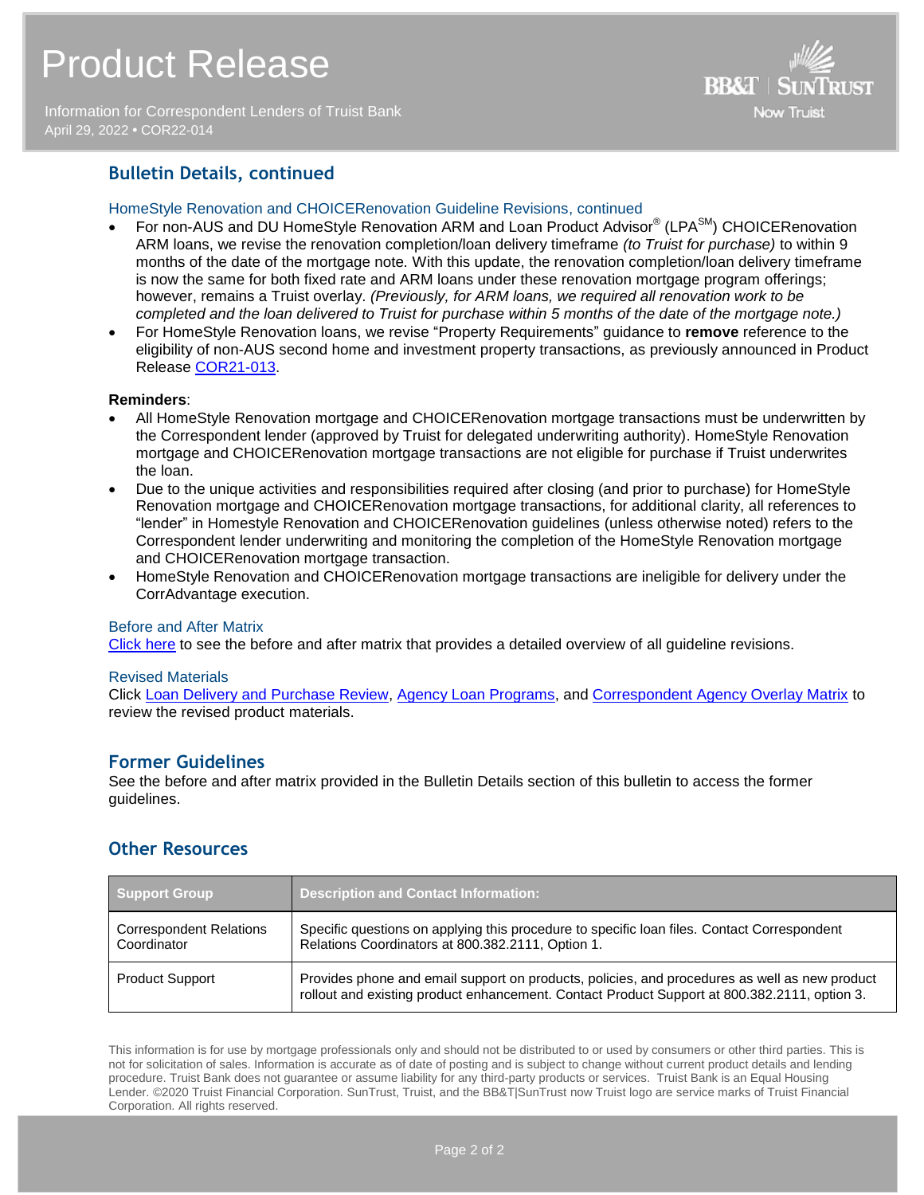## Bulletin Details, continued

### HomeStyle Renovation and CHOICERenovation Guideline Revisions, continued

- For non-AUS and DU HomeStyle Renovation ARM and Loan Product Advisor® (LPA℠) CHOICERenovation ARM loans, we revise the renovation completion/loan delivery timeframe *(to Truist for purchase)* to within 9 months of the date of the mortgage note. With this update, the renovation completion/loan delivery timeframe is now the same for both fixed rate and ARM loans under these renovation mortgage program offerings; however, remains a Truist overlay. *(Previously, for ARM loans, we required all renovation work to be completed and the loan delivered to Truist for purchase within 5 months of the date of the mortgage note.)*
- For HomeStyle Renovation loans, we revise "Property Requirements" guidance to **remove** reference to the eligibility of non-AUS second home and investment property transactions, as previously announced in Product Release COR21-013.

**Reminders**:

- All HomeStyle Renovation mortgage and CHOICERenovation mortgage transactions must be underwritten by the Correspondent lender (approved by Truist for delegated underwriting authority). HomeStyle Renovation mortgage and CHOICERenovation mortgage transactions are not eligible for purchase if Truist underwrites the loan.
- Due to the unique activities and responsibilities required after closing (and prior to purchase) for HomeStyle Renovation mortgage and CHOICERenovation mortgage transactions, for additional clarity, all references to "lender" in Homestyle Renovation and CHOICERenovation guidelines (unless otherwise noted) refers to the Correspondent lender underwriting and monitoring the completion of the HomeStyle Renovation mortgage and CHOICERenovation mortgage transaction.
- HomeStyle Renovation and CHOICERenovation mortgage transactions are ineligible for delivery under the CorrAdvantage execution.

### Before and After Matrix

Click here to see the before and after matrix that provides a detailed overview of all guideline revisions.

### Revised Materials

Click Loan Delivery and Purchase Review, Agency Loan Programs, and Correspondent Agency Overlay Matrix to review the revised product materials.

## Former Guidelines

See the before and after matrix provided in the Bulletin Details section of this bulletin to access the former guidelines.

## Other Resources

| Support Group | Description and Contact Information: |
|---|---|
| Correspondent Relations Coordinator | Specific questions on applying this procedure to specific loan files. Contact Correspondent Relations Coordinators at 800.382.2111, Option 1. |
| Product Support | Provides phone and email support on products, policies, and procedures as well as new product rollout and existing product enhancement. Contact Product Support at 800.382.2111, option 3. |

This information is for use by mortgage professionals only and should not be distributed to or used by consumers or other third parties. This is not for solicitation of sales. Information is accurate as of date of posting and is subject to change without current product details and lending procedure. Truist Bank does not guarantee or assume liability for any third-party products or services. Truist Bank is an Equal Housing Lender. ©2020 Truist Financial Corporation. SunTrust, Truist, and the BB&T|SunTrust now Truist logo are service marks of Truist Financial Corporation. All rights reserved.